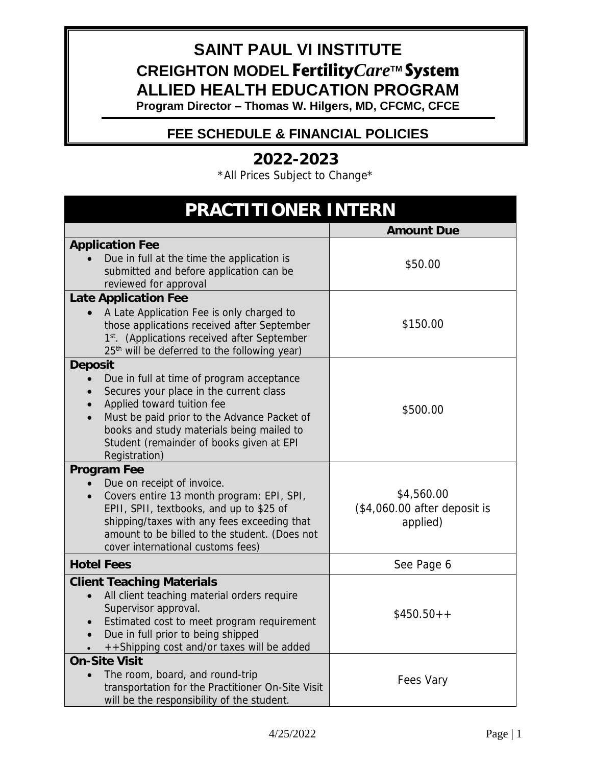# SAINT PAUL VI INSTITUTE

## CREIGHTON MODEL *FertilityCare*™ System

## ALLIED HEALTH EDUCATION PROGRAM

**Program Director – Thomas W. Hilgers, MD, CFCMC, CFCE**

## FEE SCHEDULE & FINANCIAL POLICIES

## 2022-2023

*All Prices Subject to Change*

| PRACTITIONER INTERN | |
|---|---|
| | **Amount Due** |
| **Application Fee**<br>• Due in full at the time the application is submitted and before application can be reviewed for approval | $50.00 |
| **Late Application Fee**<br>• A Late Application Fee is only charged to those applications received after September 1st. (Applications received after September 25th will be deferred to the following year) | $150.00 |
| **Deposit**<br>• Due in full at time of program acceptance<br>• Secures your place in the current class<br>• Applied toward tuition fee<br>• Must be paid prior to the Advance Packet of books and study materials being mailed to Student (remainder of books given at EPI Registration) | $500.00 |
| **Program Fee**<br>• Due on receipt of invoice.<br>• Covers entire 13 month program: EPI, SPI, EPII, SPII, textbooks, and up to $25 of shipping/taxes with any fees exceeding that amount to be billed to the student. (Does not cover international customs fees) | $4,560.00<br>($4,060.00 after deposit is applied) |
| **Hotel Fees** | See Page 6 |
| **Client Teaching Materials**<br>• All client teaching material orders require Supervisor approval.<br>• Estimated cost to meet program requirement<br>• Due in full prior to being shipped<br>• ++Shipping cost and/or taxes will be added | $450.50++ |
| **On-Site Visit**<br>• The room, board, and round-trip transportation for the Practitioner On-Site Visit will be the responsibility of the student. | Fees Vary |

4/25/2022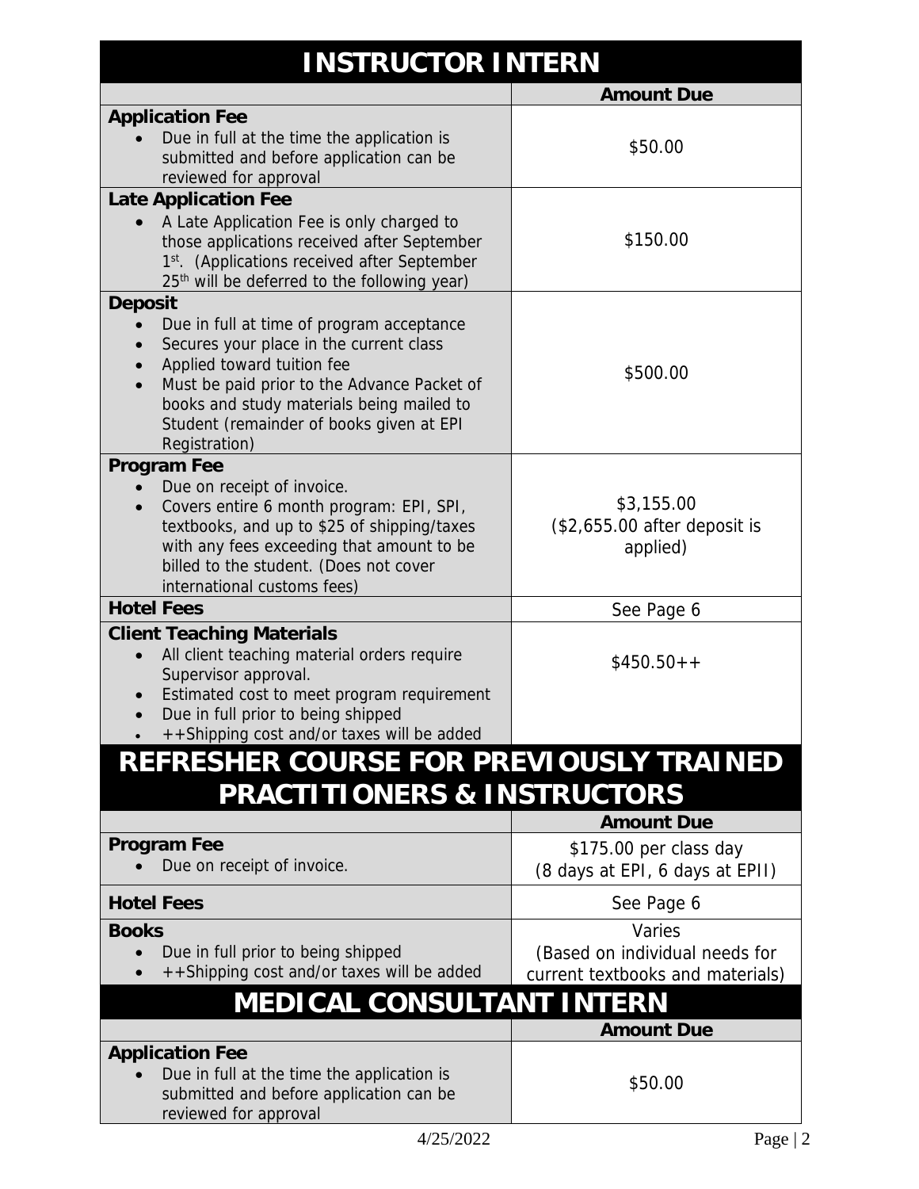# INSTRUCTOR INTERN

| | Amount Due |
|---|---|
| **Application Fee**<br>• Due in full at the time the application is submitted and before application can be reviewed for approval | \$50.00 |
| **Late Application Fee**<br>• A Late Application Fee is only charged to those applications received after September 1st. (Applications received after September 25th will be deferred to the following year) | \$150.00 |
| **Deposit**<br>• Due in full at time of program acceptance<br>• Secures your place in the current class<br>• Applied toward tuition fee<br>• Must be paid prior to the Advance Packet of books and study materials being mailed to Student (remainder of books given at EPI Registration) | \$500.00 |
| **Program Fee**<br>• Due on receipt of invoice.<br>• Covers entire 6 month program: EPI, SPI, textbooks, and up to \$25 of shipping/taxes with any fees exceeding that amount to be billed to the student. (Does not cover international customs fees) | \$3,155.00 (\$2,655.00 after deposit is applied) |
| **Hotel Fees** | See Page 6 |
| **Client Teaching Materials**<br>• All client teaching material orders require Supervisor approval.<br>• Estimated cost to meet program requirement<br>• Due in full prior to being shipped<br>• ++Shipping cost and/or taxes will be added | \$450.50++ |

# REFRESHER COURSE FOR PREVIOUSLY TRAINED PRACTITIONERS & INSTRUCTORS

| | Amount Due |
|---|---|
| **Program Fee**<br>• Due on receipt of invoice. | \$175.00 per class day (8 days at EPI, 6 days at EPII) |
| **Hotel Fees** | See Page 6 |
| **Books**<br>• Due in full prior to being shipped<br>• ++Shipping cost and/or taxes will be added | Varies (Based on individual needs for current textbooks and materials) |

# MEDICAL CONSULTANT INTERN

| | Amount Due |
|---|---|
| **Application Fee**<br>• Due in full at the time the application is submitted and before application can be reviewed for approval | \$50.00 |

4/25/2022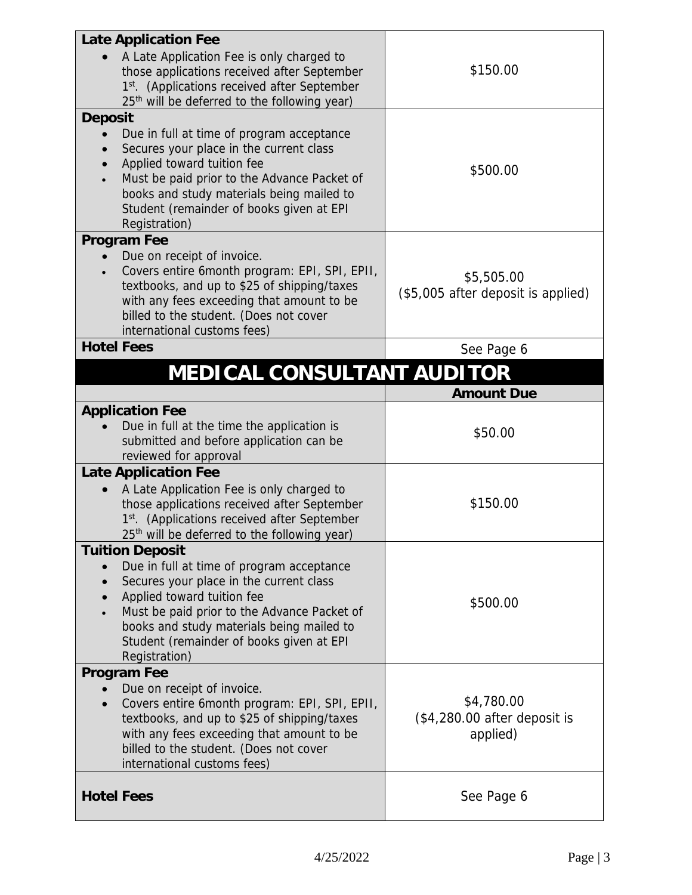| | |
|---|---|
| **Late Application Fee**<br>• A Late Application Fee is only charged to those applications received after September 1st. (Applications received after September 25th will be deferred to the following year) | $150.00 |
| **Deposit**<br>• Due in full at time of program acceptance<br>• Secures your place in the current class<br>• Applied toward tuition fee<br>• Must be paid prior to the Advance Packet of books and study materials being mailed to Student (remainder of books given at EPI Registration) | $500.00 |
| **Program Fee**<br>• Due on receipt of invoice.<br>• Covers entire 6month program: EPI, SPI, EPII, textbooks, and up to $25 of shipping/taxes with any fees exceeding that amount to be billed to the student. (Does not cover international customs fees) | $5,505.00<br>($5,005 after deposit is applied) |
| **Hotel Fees** | See Page 6 |

# MEDICAL CONSULTANT AUDITOR

| | **Amount Due** |
|---|---|
| **Application Fee**<br>• Due in full at the time the application is submitted and before application can be reviewed for approval | $50.00 |
| **Late Application Fee**<br>• A Late Application Fee is only charged to those applications received after September 1st. (Applications received after September 25th will be deferred to the following year) | $150.00 |
| **Tuition Deposit**<br>• Due in full at time of program acceptance<br>• Secures your place in the current class<br>• Applied toward tuition fee<br>• Must be paid prior to the Advance Packet of books and study materials being mailed to Student (remainder of books given at EPI Registration) | $500.00 |
| **Program Fee**<br>• Due on receipt of invoice.<br>• Covers entire 6month program: EPI, SPI, EPII, textbooks, and up to $25 of shipping/taxes with any fees exceeding that amount to be billed to the student. (Does not cover international customs fees) | $4,780.00<br>($4,280.00 after deposit is applied) |
| **Hotel Fees** | See Page 6 |

4/25/2022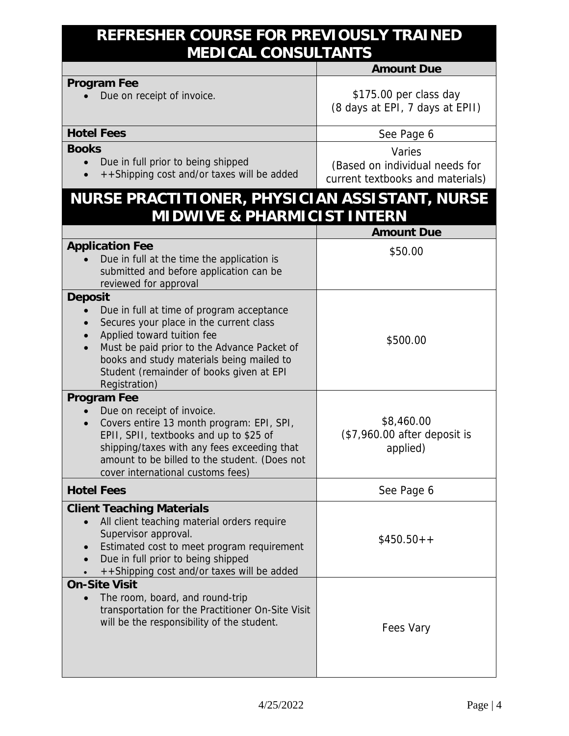## REFRESHER COURSE FOR PREVIOUSLY TRAINED MEDICAL CONSULTANTS

| | Amount Due |
|---|---|
| **Program Fee**<br>• Due on receipt of invoice. | $175.00 per class day<br>(8 days at EPI, 7 days at EPII) |
| **Hotel Fees** | See Page 6 |
| **Books**<br>• Due in full prior to being shipped<br>• ++Shipping cost and/or taxes will be added | Varies<br>(Based on individual needs for current textbooks and materials) |

## NURSE PRACTITIONER, PHYSICIAN ASSISTANT, NURSE MIDWIVE & PHARMICIST INTERN

| | Amount Due |
|---|---|
| **Application Fee**<br>• Due in full at the time the application is submitted and before application can be reviewed for approval | $50.00 |
| **Deposit**<br>• Due in full at time of program acceptance<br>• Secures your place in the current class<br>• Applied toward tuition fee<br>• Must be paid prior to the Advance Packet of books and study materials being mailed to Student (remainder of books given at EPI Registration) | $500.00 |
| **Program Fee**<br>• Due on receipt of invoice.<br>• Covers entire 13 month program: EPI, SPI, EPII, SPII, textbooks and up to $25 of shipping/taxes with any fees exceeding that amount to be billed to the student. (Does not cover international customs fees) | $8,460.00<br>($7,960.00 after deposit is applied) |
| **Hotel Fees** | See Page 6 |
| **Client Teaching Materials**<br>• All client teaching material orders require Supervisor approval.<br>• Estimated cost to meet program requirement<br>• Due in full prior to being shipped<br>• ++Shipping cost and/or taxes will be added | $450.50++ |
| **On-Site Visit**<br>• The room, board, and round-trip transportation for the Practitioner On-Site Visit will be the responsibility of the student. | Fees Vary |

4/25/2022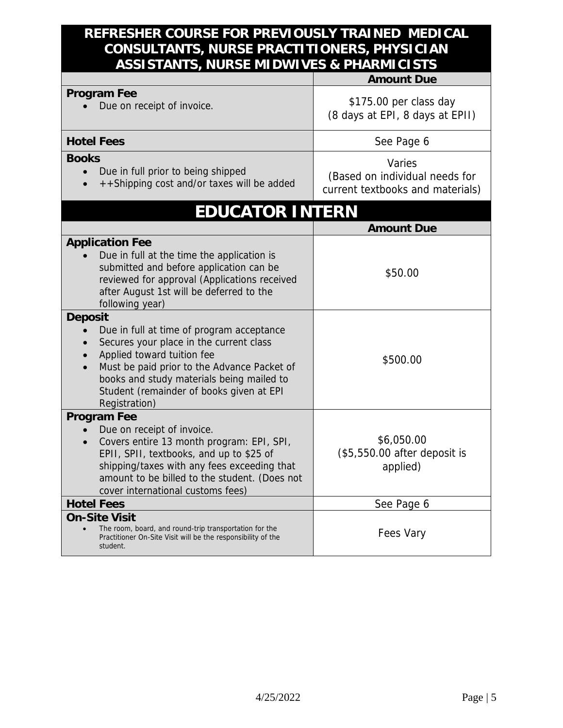## REFRESHER COURSE FOR PREVIOUSLY TRAINED MEDICAL CONSULTANTS, NURSE PRACTITIONERS, PHYSICIAN ASSISTANTS, NURSE MIDWIVES & PHARMICISTS

| | Amount Due |
|---|---|
| **Program Fee**<br>• Due on receipt of invoice. | $175.00 per class day<br>(8 days at EPI, 8 days at EPII) |
| **Hotel Fees** | See Page 6 |
| **Books**<br>• Due in full prior to being shipped<br>• ++Shipping cost and/or taxes will be added | Varies<br>(Based on individual needs for current textbooks and materials) |

## EDUCATOR INTERN

| | Amount Due |
|---|---|
| **Application Fee**<br>• Due in full at the time the application is submitted and before application can be reviewed for approval (Applications received after August 1st will be deferred to the following year) | $50.00 |
| **Deposit**<br>• Due in full at time of program acceptance<br>• Secures your place in the current class<br>• Applied toward tuition fee<br>• Must be paid prior to the Advance Packet of books and study materials being mailed to Student (remainder of books given at EPI Registration) | $500.00 |
| **Program Fee**<br>• Due on receipt of invoice.<br>• Covers entire 13 month program: EPI, SPI, EPII, SPII, textbooks, and up to $25 of shipping/taxes with any fees exceeding that amount to be billed to the student. (Does not cover international customs fees) | $6,050.00<br>($5,550.00 after deposit is applied) |
| **Hotel Fees** | See Page 6 |
| **On-Site Visit**<br>• The room, board, and round-trip transportation for the Practitioner On-Site Visit will be the responsibility of the student. | Fees Vary |

4/25/2022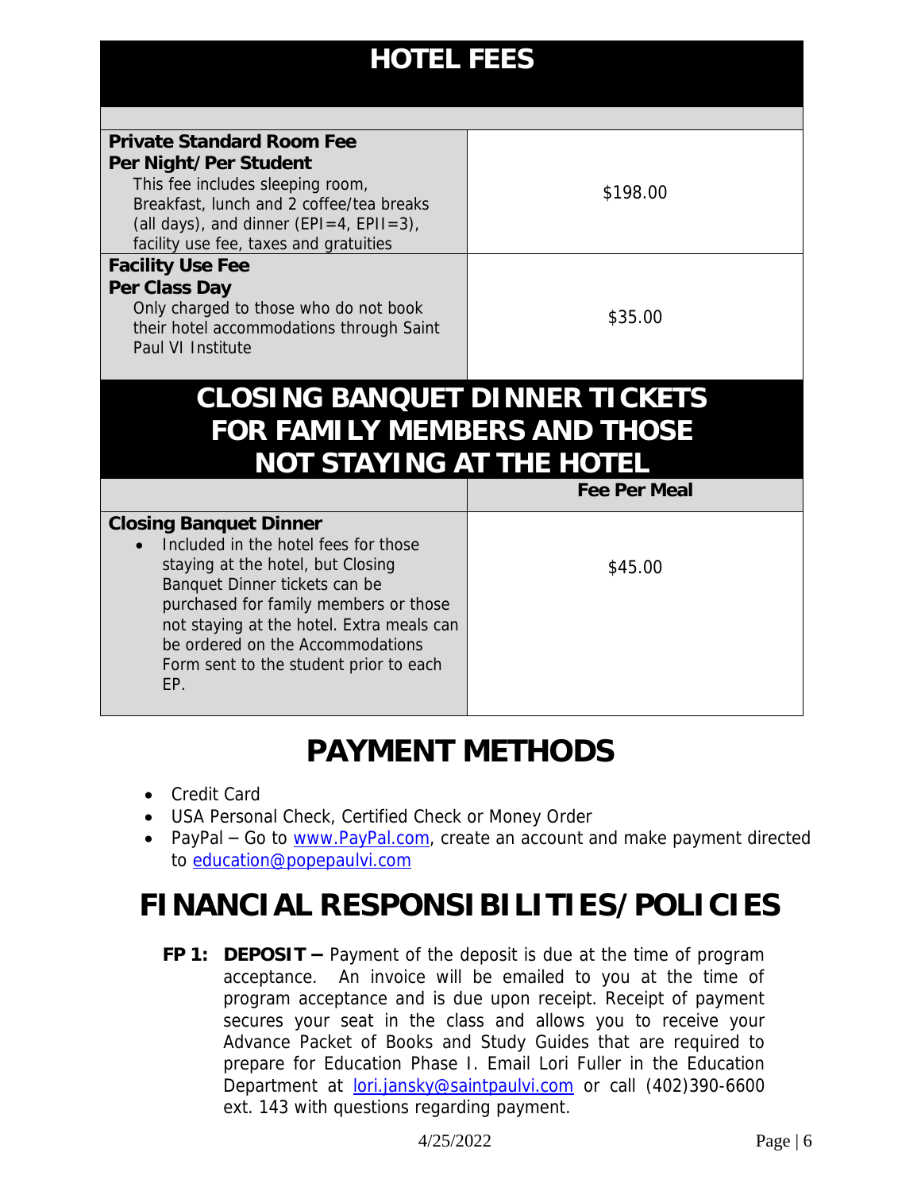## HOTEL FEES

| | |
|---|---|
| **Private Standard Room Fee**<br>**Per Night/Per Student**<br>This fee includes sleeping room, Breakfast, lunch and 2 coffee/tea breaks (all days), and dinner (EPI=4, EPII=3), facility use fee, taxes and gratuities | $198.00 |
| **Facility Use Fee**<br>**Per Class Day**<br>Only charged to those who do not book their hotel accommodations through Saint Paul VI Institute | $35.00 |

## CLOSING BANQUET DINNER TICKETS FOR FAMILY MEMBERS AND THOSE NOT STAYING AT THE HOTEL

| | **Fee Per Meal** |
|---|---|
| **Closing Banquet Dinner**<br>• Included in the hotel fees for those staying at the hotel, but Closing Banquet Dinner tickets can be purchased for family members or those not staying at the hotel. Extra meals can be ordered on the Accommodations Form sent to the student prior to each EP. | $45.00 |

# PAYMENT METHODS

- Credit Card
- USA Personal Check, Certified Check or Money Order
- PayPal – Go to www.PayPal.com, create an account and make payment directed to education@popepaulvi.com

# FINANCIAL RESPONSIBILITIES/POLICIES

**FP 1: DEPOSIT –** Payment of the deposit is due at the time of program acceptance. An invoice will be emailed to you at the time of program acceptance and is due upon receipt. Receipt of payment secures your seat in the class and allows you to receive your Advance Packet of Books and Study Guides that are required to prepare for Education Phase I. Email Lori Fuller in the Education Department at lori.jansky@saintpaulvi.com or call (402)390-6600 ext. 143 with questions regarding payment.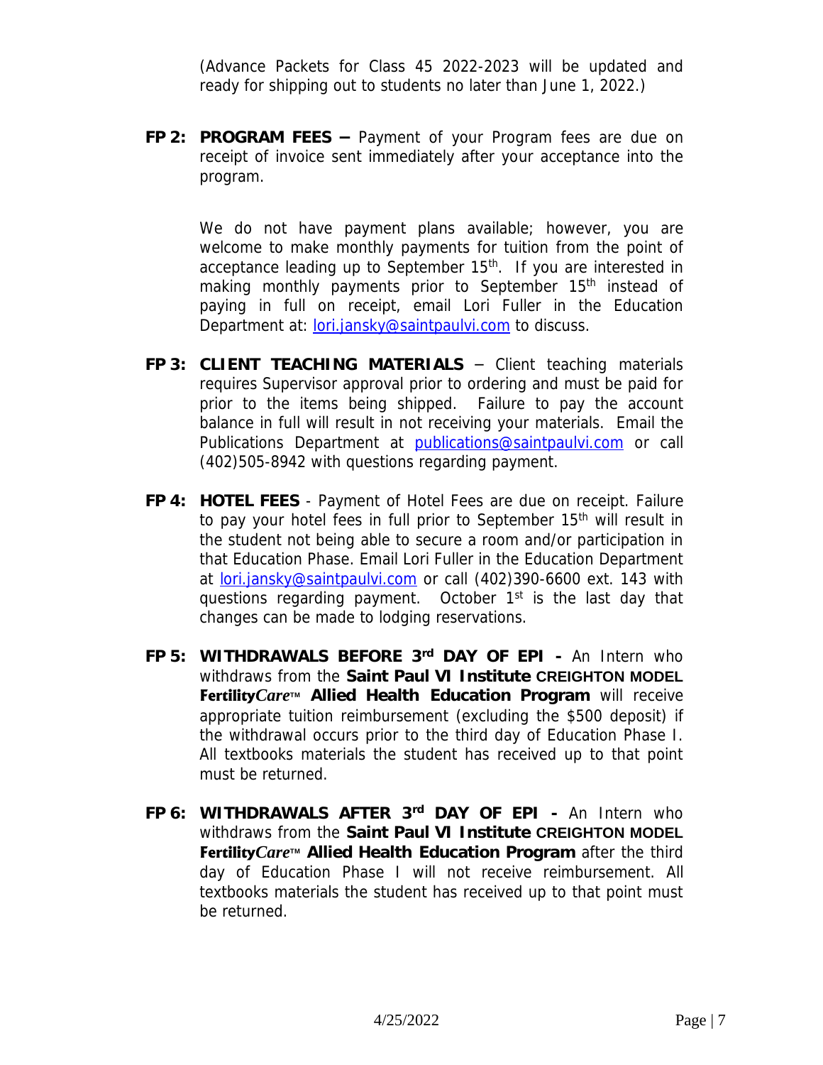(Advance Packets for Class 45 2022-2023 will be updated and ready for shipping out to students no later than June 1, 2022.)

**FP 2: PROGRAM FEES –** Payment of your Program fees are due on receipt of invoice sent immediately after your acceptance into the program.

We do not have payment plans available; however, you are welcome to make monthly payments for tuition from the point of acceptance leading up to September 15th. If you are interested in making monthly payments prior to September 15th instead of paying in full on receipt, email Lori Fuller in the Education Department at: lori.jansky@saintpaulvi.com to discuss.

**FP 3: CLIENT TEACHING MATERIALS** – Client teaching materials requires Supervisor approval prior to ordering and must be paid for prior to the items being shipped. Failure to pay the account balance in full will result in not receiving your materials. Email the Publications Department at publications@saintpaulvi.com or call (402)505-8942 with questions regarding payment.

**FP 4: HOTEL FEES** - Payment of Hotel Fees are due on receipt. Failure to pay your hotel fees in full prior to September 15th will result in the student not being able to secure a room and/or participation in that Education Phase. Email Lori Fuller in the Education Department at lori.jansky@saintpaulvi.com or call (402)390-6600 ext. 143 with questions regarding payment. October 1st is the last day that changes can be made to lodging reservations.

**FP 5: WITHDRAWALS BEFORE 3rd DAY OF EPI -** An Intern who withdraws from the **Saint Paul VI Institute CREIGHTON MODEL Fertility*Care*™ Allied Health Education Program** will receive appropriate tuition reimbursement (excluding the $500 deposit) if the withdrawal occurs prior to the third day of Education Phase I. All textbooks materials the student has received up to that point must be returned.

**FP 6: WITHDRAWALS AFTER 3rd DAY OF EPI -** An Intern who withdraws from the **Saint Paul VI Institute CREIGHTON MODEL Fertility*Care*™ Allied Health Education Program** after the third day of Education Phase I will not receive reimbursement. All textbooks materials the student has received up to that point must be returned.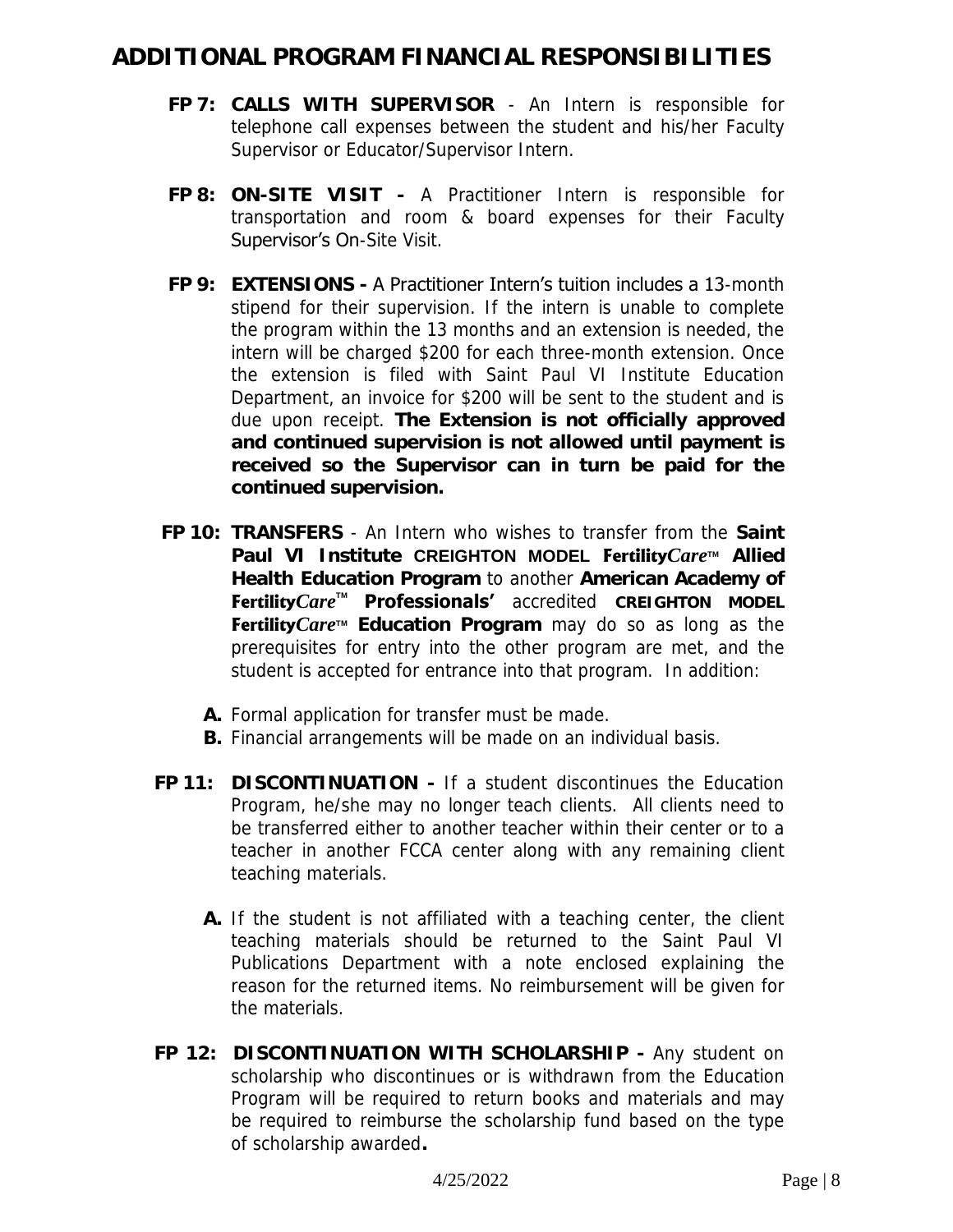# ADDITIONAL PROGRAM FINANCIAL RESPONSIBILITIES

**FP 7: CALLS WITH SUPERVISOR** - An Intern is responsible for telephone call expenses between the student and his/her Faculty Supervisor or Educator/Supervisor Intern.

**FP 8: ON-SITE VISIT -** A Practitioner Intern is responsible for transportation and room & board expenses for their Faculty Supervisor's On-Site Visit.

**FP 9: EXTENSIONS -** A Practitioner Intern's tuition includes a 13-month stipend for their supervision. If the intern is unable to complete the program within the 13 months and an extension is needed, the intern will be charged $200 for each three-month extension. Once the extension is filed with Saint Paul VI Institute Education Department, an invoice for $200 will be sent to the student and is due upon receipt. **The Extension is not officially approved and continued supervision is not allowed until payment is received so the Supervisor can in turn be paid for the continued supervision.**

**FP 10: TRANSFERS** - An Intern who wishes to transfer from the **Saint Paul VI Institute CREIGHTON MODEL Fertility*Care*™ Allied Health Education Program** to another **American Academy of Fertility*Care*™ Professionals'** accredited **CREIGHTON MODEL Fertility*Care*™ Education Program** may do so as long as the prerequisites for entry into the other program are met, and the student is accepted for entrance into that program. In addition:

- **A.** Formal application for transfer must be made.
- **B.** Financial arrangements will be made on an individual basis.

**FP 11: DISCONTINUATION -** If a student discontinues the Education Program, he/she may no longer teach clients. All clients need to be transferred either to another teacher within their center or to a teacher in another FCCA center along with any remaining client teaching materials.

- **A.** If the student is not affiliated with a teaching center, the client teaching materials should be returned to the Saint Paul VI Publications Department with a note enclosed explaining the reason for the returned items. No reimbursement will be given for the materials.

**FP 12: DISCONTINUATION WITH SCHOLARSHIP -** Any student on scholarship who discontinues or is withdrawn from the Education Program will be required to return books and materials and may be required to reimburse the scholarship fund based on the type of scholarship awarded**.**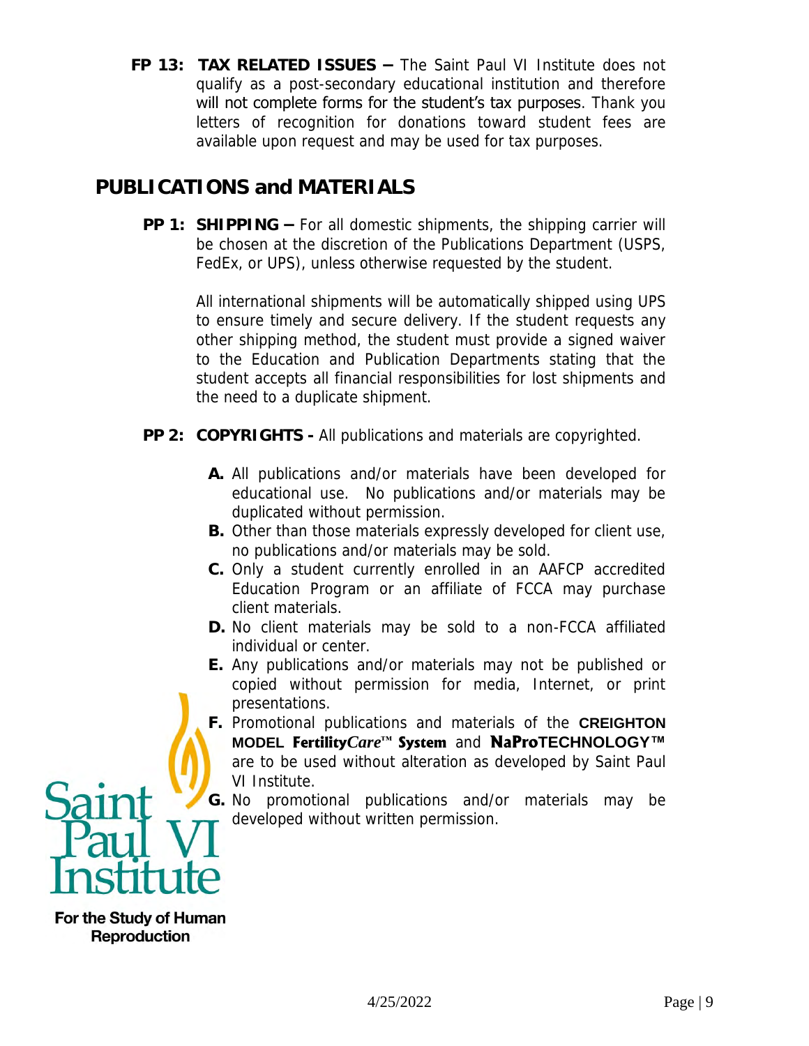**FP 13: TAX RELATED ISSUES –** The Saint Paul VI Institute does not qualify as a post-secondary educational institution and therefore will not complete forms for the student's tax purposes. Thank you letters of recognition for donations toward student fees are available upon request and may be used for tax purposes.

## PUBLICATIONS and MATERIALS

**PP 1: SHIPPING –** For all domestic shipments, the shipping carrier will be chosen at the discretion of the Publications Department (USPS, FedEx, or UPS), unless otherwise requested by the student.

All international shipments will be automatically shipped using UPS to ensure timely and secure delivery. If the student requests any other shipping method, the student must provide a signed waiver to the Education and Publication Departments stating that the student accepts all financial responsibilities for lost shipments and the need to a duplicate shipment.

**PP 2: COPYRIGHTS -** All publications and materials are copyrighted.

- **A.** All publications and/or materials have been developed for educational use. No publications and/or materials may be duplicated without permission.
- **B.** Other than those materials expressly developed for client use, no publications and/or materials may be sold.
- **C.** Only a student currently enrolled in an AAFCP accredited Education Program or an affiliate of FCCA may purchase client materials.
- **D.** No client materials may be sold to a non-FCCA affiliated individual or center.
- **E.** Any publications and/or materials may not be published or copied without permission for media, Internet, or print presentations.
- **F.** Promotional publications and materials of the **CREIGHTON MODEL Fertility*Care*™ System** and **NaProTECHNOLOGY™** are to be used without alteration as developed by Saint Paul VI Institute.
- **G.** No promotional publications and/or materials may be developed without written permission.

Saint Paul VI Institute
For the Study of Human Reproduction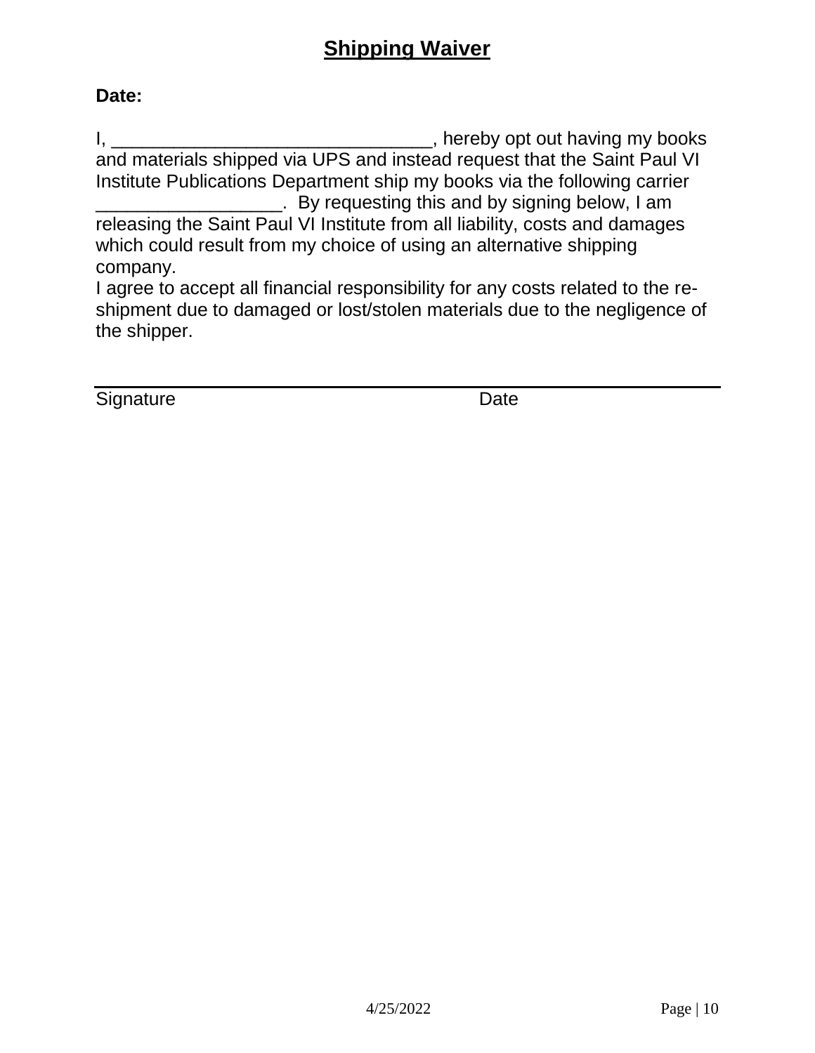# Shipping Waiver

**Date:**

I, _______________________________, hereby opt out having my books and materials shipped via UPS and instead request that the Saint Paul VI Institute Publications Department ship my books via the following carrier __________________.  By requesting this and by signing below, I am releasing the Saint Paul VI Institute from all liability, costs and damages which could result from my choice of using an alternative shipping company.

I agree to accept all financial responsibility for any costs related to the re-shipment due to damaged or lost/stolen materials due to the negligence of the shipper.

_______________________________________________________________

Signature                                                    Date